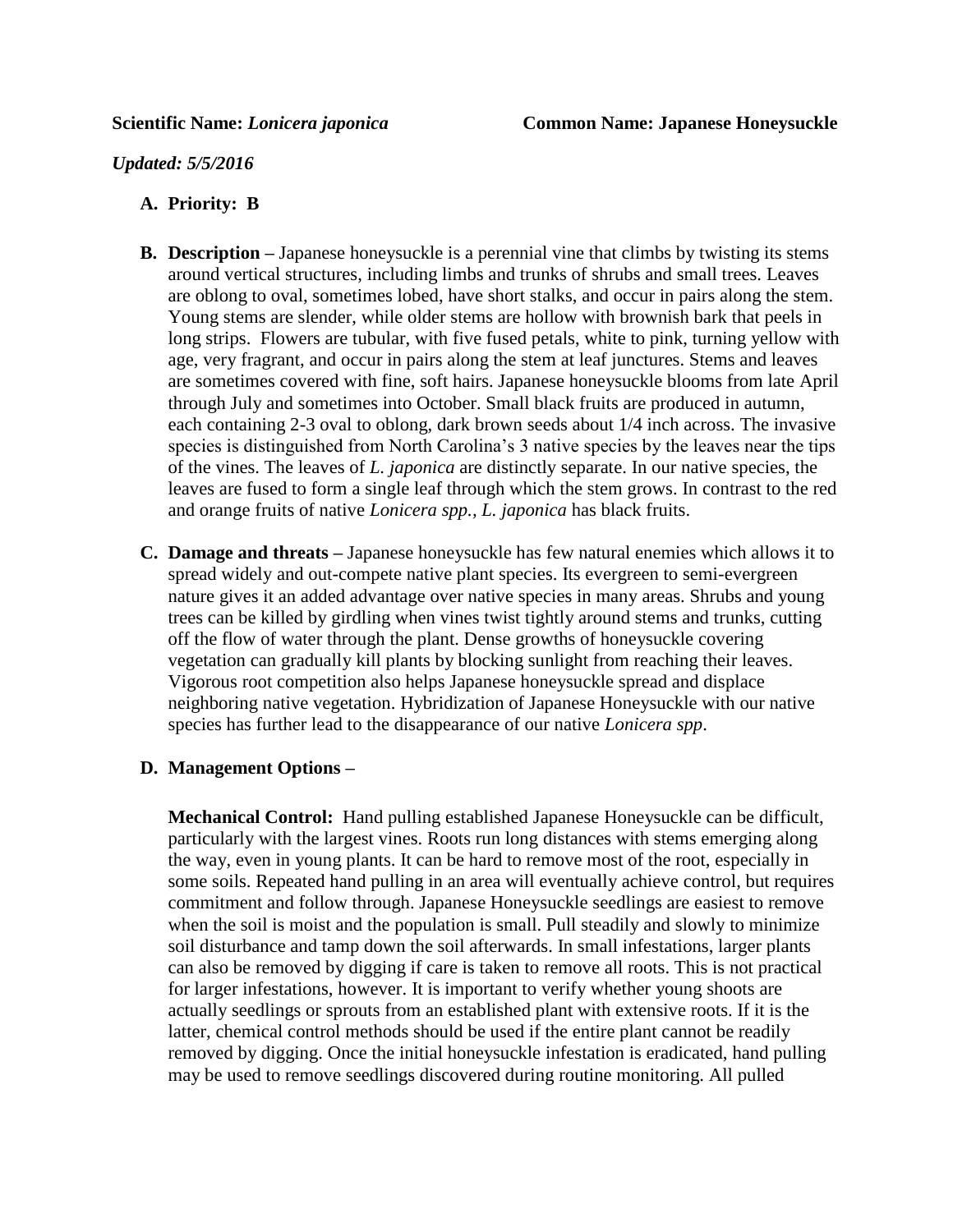**Scientific Name:** ***Lonicera japonica*** **Common Name: Japanese Honeysuckle**

***Updated: 5/5/2016***

**A. Priority: B**

**B. Description –** Japanese honeysuckle is a perennial vine that climbs by twisting its stems around vertical structures, including limbs and trunks of shrubs and small trees. Leaves are oblong to oval, sometimes lobed, have short stalks, and occur in pairs along the stem. Young stems are slender, while older stems are hollow with brownish bark that peels in long strips. Flowers are tubular, with five fused petals, white to pink, turning yellow with age, very fragrant, and occur in pairs along the stem at leaf junctures. Stems and leaves are sometimes covered with fine, soft hairs. Japanese honeysuckle blooms from late April through July and sometimes into October. Small black fruits are produced in autumn, each containing 2-3 oval to oblong, dark brown seeds about 1/4 inch across. The invasive species is distinguished from North Carolina's 3 native species by the leaves near the tips of the vines. The leaves of *L. japonica* are distinctly separate. In our native species, the leaves are fused to form a single leaf through which the stem grows. In contrast to the red and orange fruits of native *Lonicera spp.*, *L. japonica* has black fruits.

**C. Damage and threats –** Japanese honeysuckle has few natural enemies which allows it to spread widely and out-compete native plant species. Its evergreen to semi-evergreen nature gives it an added advantage over native species in many areas. Shrubs and young trees can be killed by girdling when vines twist tightly around stems and trunks, cutting off the flow of water through the plant. Dense growths of honeysuckle covering vegetation can gradually kill plants by blocking sunlight from reaching their leaves. Vigorous root competition also helps Japanese honeysuckle spread and displace neighboring native vegetation. Hybridization of Japanese Honeysuckle with our native species has further lead to the disappearance of our native *Lonicera spp*.

**D. Management Options –**

**Mechanical Control:** Hand pulling established Japanese Honeysuckle can be difficult, particularly with the largest vines. Roots run long distances with stems emerging along the way, even in young plants. It can be hard to remove most of the root, especially in some soils. Repeated hand pulling in an area will eventually achieve control, but requires commitment and follow through. Japanese Honeysuckle seedlings are easiest to remove when the soil is moist and the population is small. Pull steadily and slowly to minimize soil disturbance and tamp down the soil afterwards. In small infestations, larger plants can also be removed by digging if care is taken to remove all roots. This is not practical for larger infestations, however. It is important to verify whether young shoots are actually seedlings or sprouts from an established plant with extensive roots. If it is the latter, chemical control methods should be used if the entire plant cannot be readily removed by digging. Once the initial honeysuckle infestation is eradicated, hand pulling may be used to remove seedlings discovered during routine monitoring. All pulled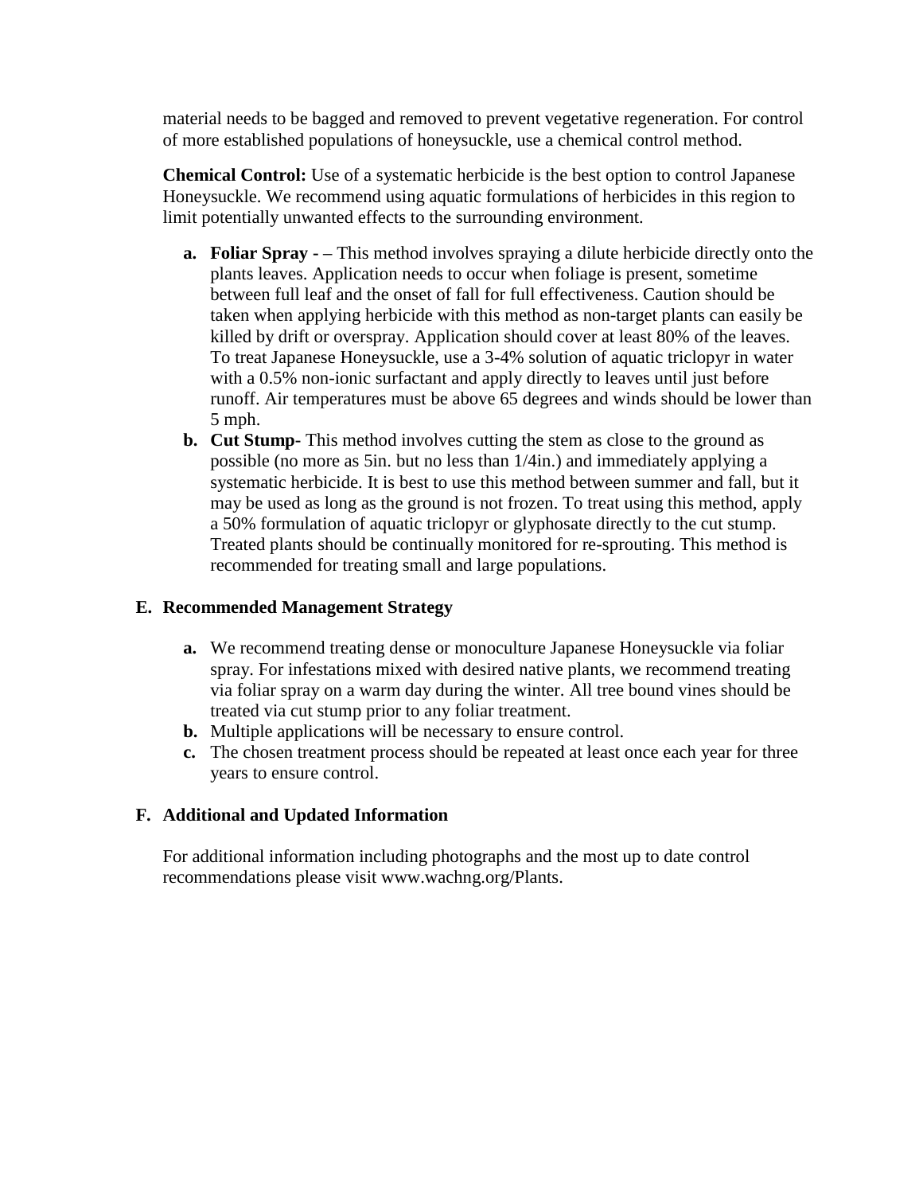material needs to be bagged and removed to prevent vegetative regeneration. For control of more established populations of honeysuckle, use a chemical control method.

**Chemical Control:** Use of a systematic herbicide is the best option to control Japanese Honeysuckle. We recommend using aquatic formulations of herbicides in this region to limit potentially unwanted effects to the surrounding environment.

a. **Foliar Spray - –** This method involves spraying a dilute herbicide directly onto the plants leaves. Application needs to occur when foliage is present, sometime between full leaf and the onset of fall for full effectiveness. Caution should be taken when applying herbicide with this method as non-target plants can easily be killed by drift or overspray. Application should cover at least 80% of the leaves. To treat Japanese Honeysuckle, use a 3-4% solution of aquatic triclopyr in water with a 0.5% non-ionic surfactant and apply directly to leaves until just before runoff. Air temperatures must be above 65 degrees and winds should be lower than 5 mph.
b. **Cut Stump-** This method involves cutting the stem as close to the ground as possible (no more as 5in. but no less than 1/4in.) and immediately applying a systematic herbicide. It is best to use this method between summer and fall, but it may be used as long as the ground is not frozen. To treat using this method, apply a 50% formulation of aquatic triclopyr or glyphosate directly to the cut stump. Treated plants should be continually monitored for re-sprouting. This method is recommended for treating small and large populations.

## E. Recommended Management Strategy

a. We recommend treating dense or monoculture Japanese Honeysuckle via foliar spray. For infestations mixed with desired native plants, we recommend treating via foliar spray on a warm day during the winter. All tree bound vines should be treated via cut stump prior to any foliar treatment.
b. Multiple applications will be necessary to ensure control.
c. The chosen treatment process should be repeated at least once each year for three years to ensure control.

## F. Additional and Updated Information

For additional information including photographs and the most up to date control recommendations please visit www.wachng.org/Plants.